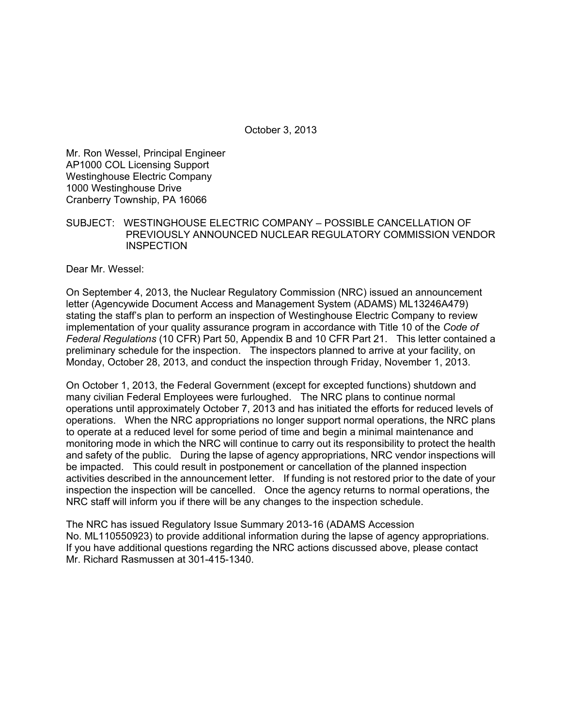October 3, 2013

Mr. Ron Wessel, Principal Engineer
AP1000 COL Licensing Support
Westinghouse Electric Company
1000 Westinghouse Drive
Cranberry Township, PA 16066

SUBJECT: WESTINGHOUSE ELECTRIC COMPANY – POSSIBLE CANCELLATION OF PREVIOUSLY ANNOUNCED NUCLEAR REGULATORY COMMISSION VENDOR INSPECTION

Dear Mr. Wessel:

On September 4, 2013, the Nuclear Regulatory Commission (NRC) issued an announcement letter (Agencywide Document Access and Management System (ADAMS) ML13246A479) stating the staff's plan to perform an inspection of Westinghouse Electric Company to review implementation of your quality assurance program in accordance with Title 10 of the *Code of Federal Regulations* (10 CFR) Part 50, Appendix B and 10 CFR Part 21. This letter contained a preliminary schedule for the inspection. The inspectors planned to arrive at your facility, on Monday, October 28, 2013, and conduct the inspection through Friday, November 1, 2013.

On October 1, 2013, the Federal Government (except for excepted functions) shutdown and many civilian Federal Employees were furloughed. The NRC plans to continue normal operations until approximately October 7, 2013 and has initiated the efforts for reduced levels of operations. When the NRC appropriations no longer support normal operations, the NRC plans to operate at a reduced level for some period of time and begin a minimal maintenance and monitoring mode in which the NRC will continue to carry out its responsibility to protect the health and safety of the public. During the lapse of agency appropriations, NRC vendor inspections will be impacted. This could result in postponement or cancellation of the planned inspection activities described in the announcement letter. If funding is not restored prior to the date of your inspection the inspection will be cancelled. Once the agency returns to normal operations, the NRC staff will inform you if there will be any changes to the inspection schedule.

The NRC has issued Regulatory Issue Summary 2013-16 (ADAMS Accession No. ML110550923) to provide additional information during the lapse of agency appropriations. If you have additional questions regarding the NRC actions discussed above, please contact Mr. Richard Rasmussen at 301-415-1340.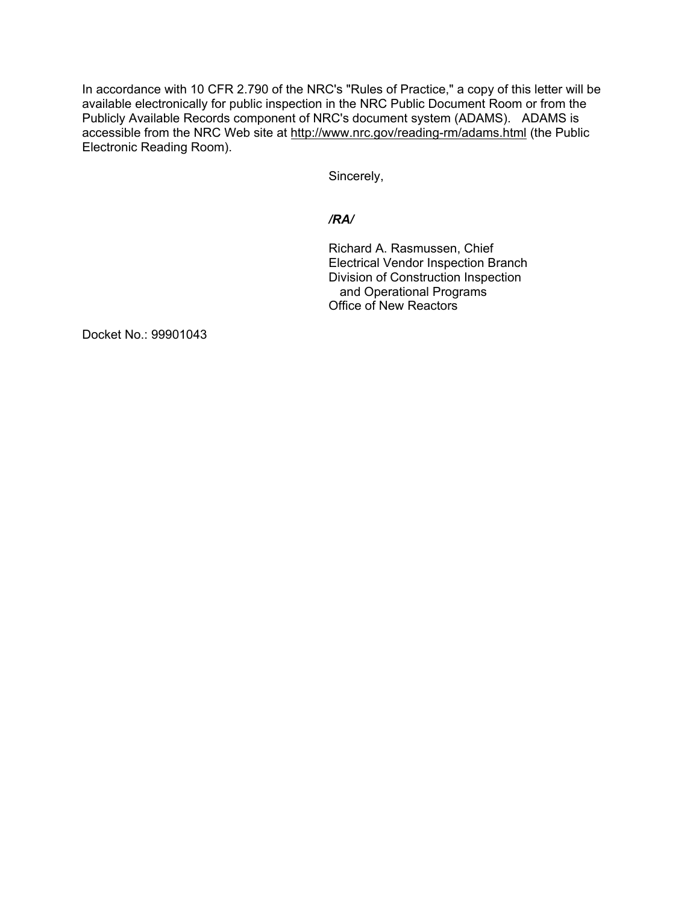In accordance with 10 CFR 2.790 of the NRC's "Rules of Practice," a copy of this letter will be available electronically for public inspection in the NRC Public Document Room or from the Publicly Available Records component of NRC's document system (ADAMS). ADAMS is accessible from the NRC Web site at http://www.nrc.gov/reading-rm/adams.html (the Public Electronic Reading Room).

Sincerely,

***/RA/***

Richard A. Rasmussen, Chief
Electrical Vendor Inspection Branch
Division of Construction Inspection
and Operational Programs
Office of New Reactors

Docket No.: 99901043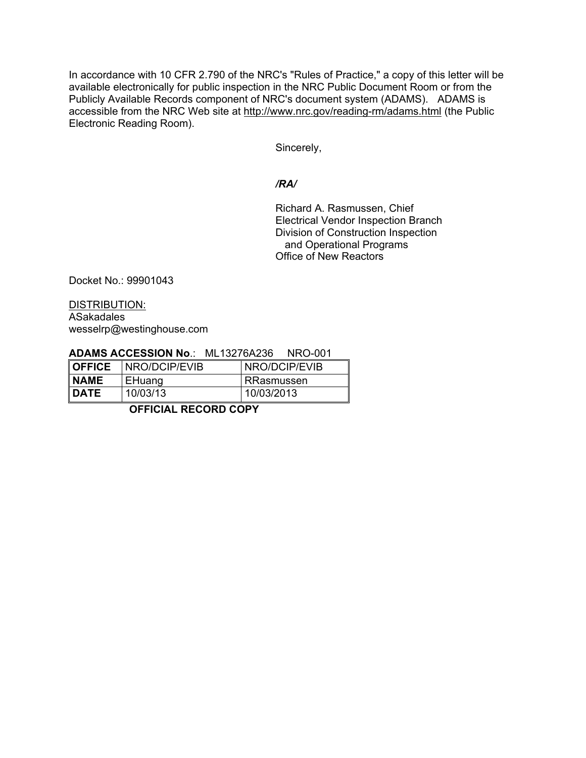In accordance with 10 CFR 2.790 of the NRC's "Rules of Practice," a copy of this letter will be available electronically for public inspection in the NRC Public Document Room or from the Publicly Available Records component of NRC's document system (ADAMS). ADAMS is accessible from the NRC Web site at http://www.nrc.gov/reading-rm/adams.html (the Public Electronic Reading Room).

Sincerely,

*/RA/*

Richard A. Rasmussen, Chief
Electrical Vendor Inspection Branch
Division of Construction Inspection
and Operational Programs
Office of New Reactors

Docket No.: 99901043

DISTRIBUTION:
ASakadales
wesselrp@westinghouse.com

**ADAMS ACCESSION No**.: ML13276A236 NRO-001

| | | |
|---|---|---|
| **OFFICE** | NRO/DCIP/EVIB | NRO/DCIP/EVIB |
| **NAME** | EHuang | RRasmussen |
| **DATE** | 10/03/13 | 10/03/2013 |

**OFFICIAL RECORD COPY**